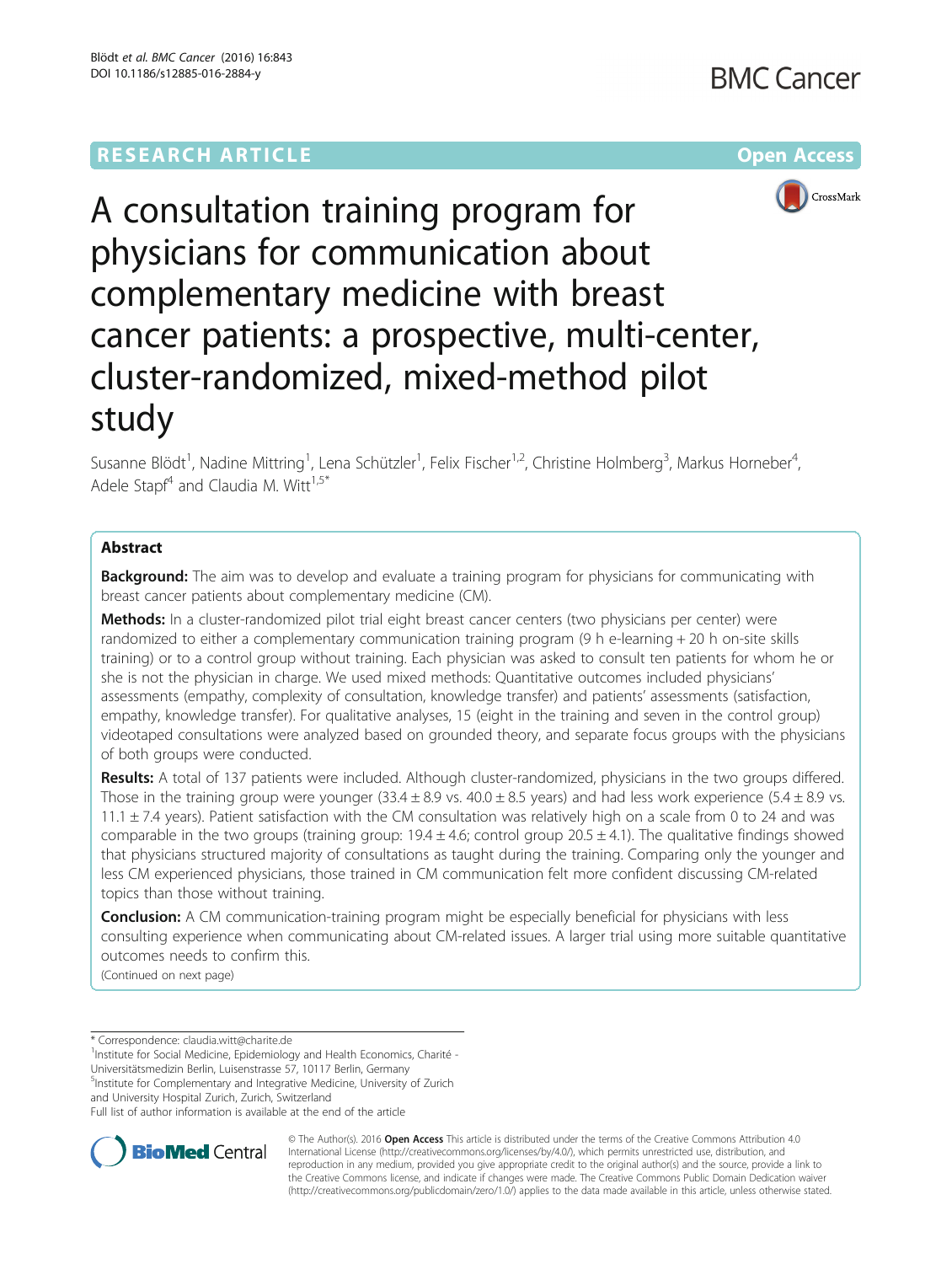RESEARCH ARTICLE

Open Access

# A consultation training program for physicians for communication about complementary medicine with breast cancer patients: a prospective, multi-center, cluster-randomized, mixed-method pilot study

Susanne Blödt[1], Nadine Mittring[1], Lena Schützler[1], Felix Fischer[1,2], Christine Holmberg[3], Markus Horneber[4], Adele Stapf[4] and Claudia M. Witt[1,5*]

## Abstract

**Background:** The aim was to develop and evaluate a training program for physicians for communicating with breast cancer patients about complementary medicine (CM).

**Methods:** In a cluster-randomized pilot trial eight breast cancer centers (two physicians per center) were randomized to either a complementary communication training program (9 h e-learning + 20 h on-site skills training) or to a control group without training. Each physician was asked to consult ten patients for whom he or she is not the physician in charge. We used mixed methods: Quantitative outcomes included physicians' assessments (empathy, complexity of consultation, knowledge transfer) and patients' assessments (satisfaction, empathy, knowledge transfer). For qualitative analyses, 15 (eight in the training and seven in the control group) videotaped consultations were analyzed based on grounded theory, and separate focus groups with the physicians of both groups were conducted.

**Results:** A total of 137 patients were included. Although cluster-randomized, physicians in the two groups differed. Those in the training group were younger (33.4 ± 8.9 vs. 40.0 ± 8.5 years) and had less work experience (5.4 ± 8.9 vs. 11.1 ± 7.4 years). Patient satisfaction with the CM consultation was relatively high on a scale from 0 to 24 and was comparable in the two groups (training group: 19.4 ± 4.6; control group 20.5 ± 4.1). The qualitative findings showed that physicians structured majority of consultations as taught during the training. Comparing only the younger and less CM experienced physicians, those trained in CM communication felt more confident discussing CM-related topics than those without training.

**Conclusion:** A CM communication-training program might be especially beneficial for physicians with less consulting experience when communicating about CM-related issues. A larger trial using more suitable quantitative outcomes needs to confirm this.

(Continued on next page)

---

\* Correspondence: claudia.witt@charite.de

[1]Institute for Social Medicine, Epidemiology and Health Economics, Charité - Universitätsmedizin Berlin, Luisenstrasse 57, 10117 Berlin, Germany

[5]Institute for Complementary and Integrative Medicine, University of Zurich and University Hospital Zurich, Zurich, Switzerland

Full list of author information is available at the end of the article

© The Author(s). 2016 **Open Access** This article is distributed under the terms of the Creative Commons Attribution 4.0 International License (http://creativecommons.org/licenses/by/4.0/), which permits unrestricted use, distribution, and reproduction in any medium, provided you give appropriate credit to the original author(s) and the source, provide a link to the Creative Commons license, and indicate if changes were made. The Creative Commons Public Domain Dedication waiver (http://creativecommons.org/publicdomain/zero/1.0/) applies to the data made available in this article, unless otherwise stated.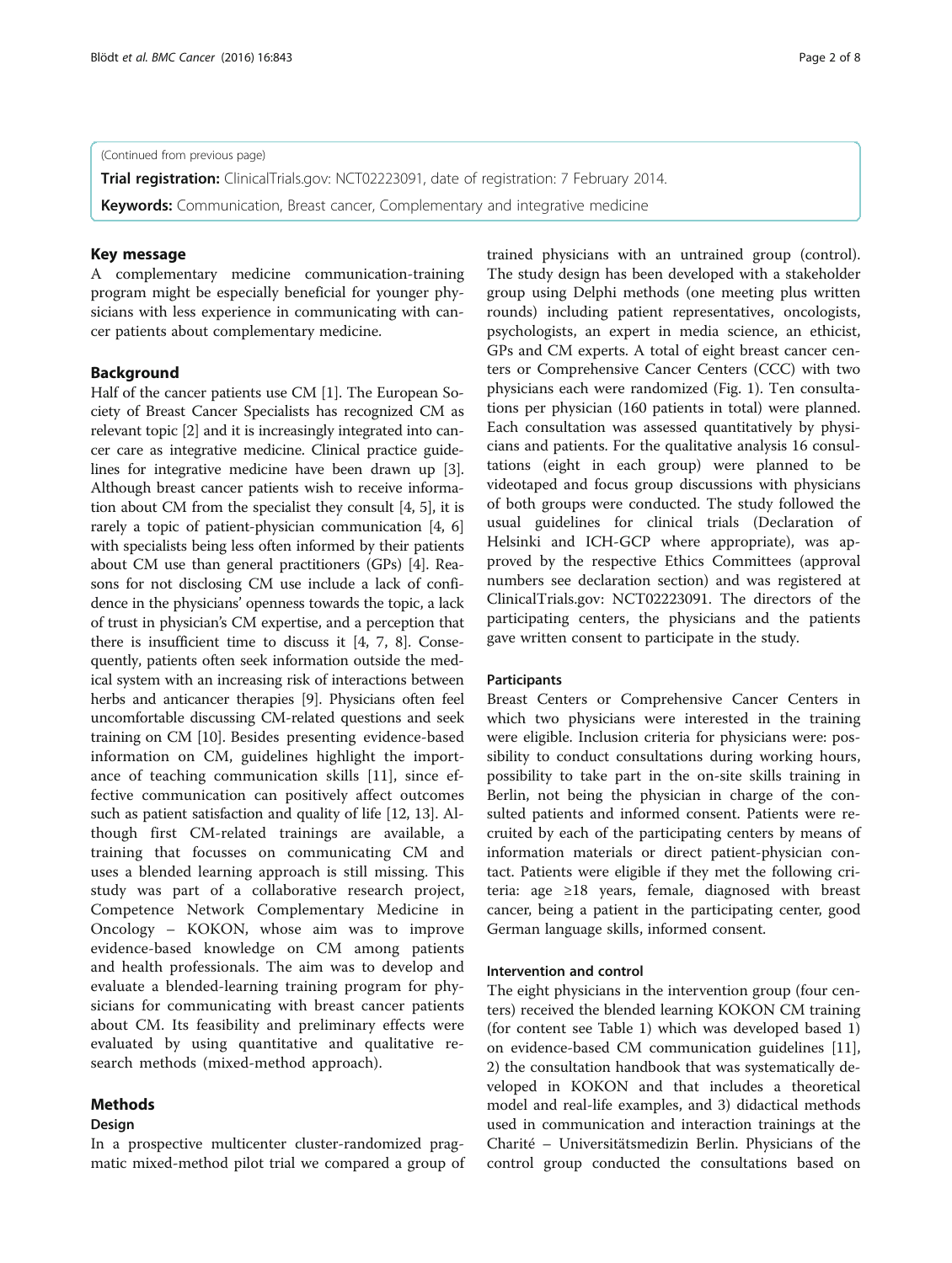(Continued from previous page)

**Trial registration:** ClinicalTrials.gov: NCT02223091, date of registration: 7 February 2014.

**Keywords:** Communication, Breast cancer, Complementary and integrative medicine

## Key message

A complementary medicine communication-training program might be especially beneficial for younger physicians with less experience in communicating with cancer patients about complementary medicine.

## Background

Half of the cancer patients use CM [1]. The European Society of Breast Cancer Specialists has recognized CM as relevant topic [2] and it is increasingly integrated into cancer care as integrative medicine. Clinical practice guidelines for integrative medicine have been drawn up [3]. Although breast cancer patients wish to receive information about CM from the specialist they consult [4, 5], it is rarely a topic of patient-physician communication [4, 6] with specialists being less often informed by their patients about CM use than general practitioners (GPs) [4]. Reasons for not disclosing CM use include a lack of confidence in the physicians' openness towards the topic, a lack of trust in physician's CM expertise, and a perception that there is insufficient time to discuss it [4, 7, 8]. Consequently, patients often seek information outside the medical system with an increasing risk of interactions between herbs and anticancer therapies [9]. Physicians often feel uncomfortable discussing CM-related questions and seek training on CM [10]. Besides presenting evidence-based information on CM, guidelines highlight the importance of teaching communication skills [11], since effective communication can positively affect outcomes such as patient satisfaction and quality of life [12, 13]. Although first CM-related trainings are available, a training that focusses on communicating CM and uses a blended learning approach is still missing. This study was part of a collaborative research project, Competence Network Complementary Medicine in Oncology – KOKON, whose aim was to improve evidence-based knowledge on CM among patients and health professionals. The aim was to develop and evaluate a blended-learning training program for physicians for communicating with breast cancer patients about CM. Its feasibility and preliminary effects were evaluated by using quantitative and qualitative research methods (mixed-method approach).

## Methods

### Design

In a prospective multicenter cluster-randomized pragmatic mixed-method pilot trial we compared a group of trained physicians with an untrained group (control). The study design has been developed with a stakeholder group using Delphi methods (one meeting plus written rounds) including patient representatives, oncologists, psychologists, an expert in media science, an ethicist, GPs and CM experts. A total of eight breast cancer centers or Comprehensive Cancer Centers (CCC) with two physicians each were randomized (Fig. 1). Ten consultations per physician (160 patients in total) were planned. Each consultation was assessed quantitatively by physicians and patients. For the qualitative analysis 16 consultations (eight in each group) were planned to be videotaped and focus group discussions with physicians of both groups were conducted. The study followed the usual guidelines for clinical trials (Declaration of Helsinki and ICH-GCP where appropriate), was approved by the respective Ethics Committees (approval numbers see declaration section) and was registered at ClinicalTrials.gov: NCT02223091. The directors of the participating centers, the physicians and the patients gave written consent to participate in the study.

### Participants

Breast Centers or Comprehensive Cancer Centers in which two physicians were interested in the training were eligible. Inclusion criteria for physicians were: possibility to conduct consultations during working hours, possibility to take part in the on-site skills training in Berlin, not being the physician in charge of the consulted patients and informed consent. Patients were recruited by each of the participating centers by means of information materials or direct patient-physician contact. Patients were eligible if they met the following criteria: age ≥18 years, female, diagnosed with breast cancer, being a patient in the participating center, good German language skills, informed consent.

### Intervention and control

The eight physicians in the intervention group (four centers) received the blended learning KOKON CM training (for content see Table 1) which was developed based 1) on evidence-based CM communication guidelines [11], 2) the consultation handbook that was systematically developed in KOKON and that includes a theoretical model and real-life examples, and 3) didactical methods used in communication and interaction trainings at the Charité – Universitätsmedizin Berlin. Physicians of the control group conducted the consultations based on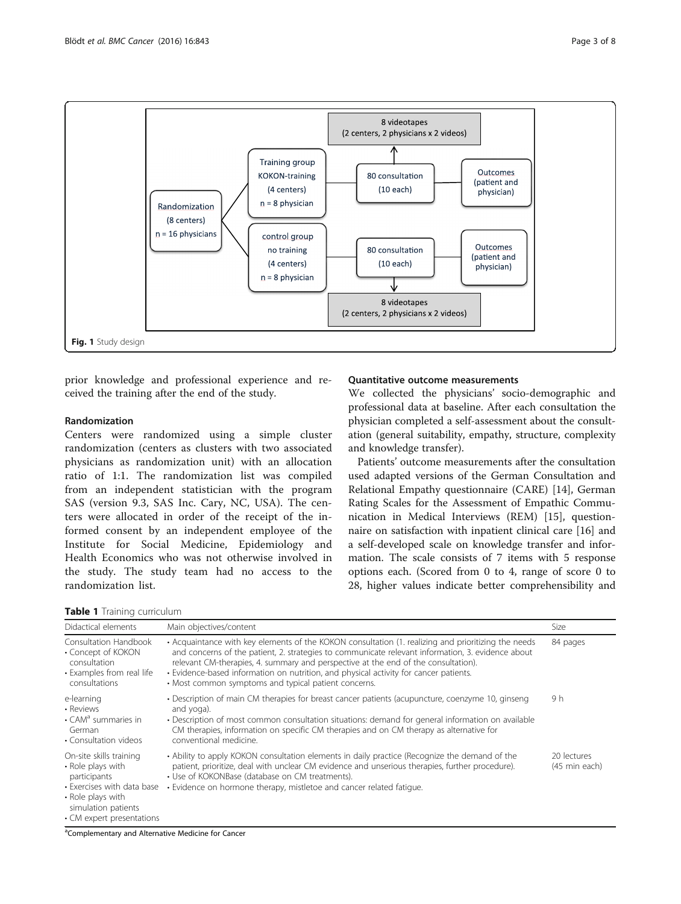Fig. 1 Study design

prior knowledge and professional experience and received the training after the end of the study.

### Randomization

Centers were randomized using a simple cluster randomization (centers as clusters with two associated physicians as randomization unit) with an allocation ratio of 1:1. The randomization list was compiled from an independent statistician with the program SAS (version 9.3, SAS Inc. Cary, NC, USA). The centers were allocated in order of the receipt of the informed consent by an independent employee of the Institute for Social Medicine, Epidemiology and Health Economics who was not otherwise involved in the study. The study team had no access to the randomization list.

### Quantitative outcome measurements

We collected the physicians' socio-demographic and professional data at baseline. After each consultation the physician completed a self-assessment about the consultation (general suitability, empathy, structure, complexity and knowledge transfer).

Patients' outcome measurements after the consultation used adapted versions of the German Consultation and Relational Empathy questionnaire (CARE) [14], German Rating Scales for the Assessment of Empathic Communication in Medical Interviews (REM) [15], questionnaire on satisfaction with inpatient clinical care [16] and a self-developed scale on knowledge transfer and information. The scale consists of 7 items with 5 response options each. (Scored from 0 to 4, range of score 0 to 28, higher values indicate better comprehensibility and

**Table 1** Training curriculum

| Didactical elements | Main objectives/content | Size |
| --- | --- | --- |
| Consultation Handbook<br>• Concept of KOKON consultation<br>• Examples from real life consultations | • Acquaintance with key elements of the KOKON consultation (1. realizing and prioritizing the needs and concerns of the patient, 2. strategies to communicate relevant information, 3. evidence about relevant CM-therapies, 4. summary and perspective at the end of the consultation).<br>• Evidence-based information on nutrition, and physical activity for cancer patients.<br>• Most common symptoms and typical patient concerns. | 84 pages |
| e-learning<br>• Reviews<br>• CAM[a] summaries in German<br>• Consultation videos | • Description of main CM therapies for breast cancer patients (acupuncture, coenzyme 10, ginseng and yoga).<br>• Description of most common consultation situations: demand for general information on available CM therapies, information on specific CM therapies and on CM therapy as alternative for conventional medicine. | 9 h |
| On-site skills training<br>• Role plays with participants<br>• Exercises with data base<br>• Role plays with simulation patients<br>• CM expert presentations | • Ability to apply KOKON consultation elements in daily practice (Recognize the demand of the patient, prioritize, deal with unclear CM evidence and unserious therapies, further procedure).<br>• Use of KOKONBase (database on CM treatments).<br>• Evidence on hormone therapy, mistletoe and cancer related fatigue. | 20 lectures (45 min each) |

[a]Complementary and Alternative Medicine for Cancer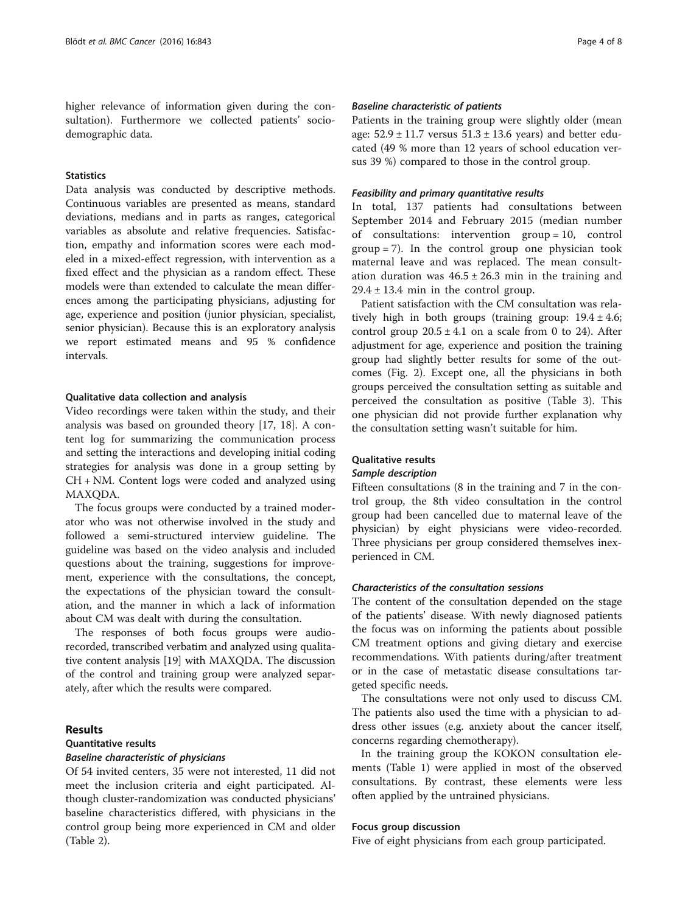higher relevance of information given during the consultation). Furthermore we collected patients' sociodemographic data.

### Statistics

Data analysis was conducted by descriptive methods. Continuous variables are presented as means, standard deviations, medians and in parts as ranges, categorical variables as absolute and relative frequencies. Satisfaction, empathy and information scores were each modeled in a mixed-effect regression, with intervention as a fixed effect and the physician as a random effect. These models were than extended to calculate the mean differences among the participating physicians, adjusting for age, experience and position (junior physician, specialist, senior physician). Because this is an exploratory analysis we report estimated means and 95 % confidence intervals.

### Qualitative data collection and analysis

Video recordings were taken within the study, and their analysis was based on grounded theory [17, 18]. A content log for summarizing the communication process and setting the interactions and developing initial coding strategies for analysis was done in a group setting by CH + NM. Content logs were coded and analyzed using MAXQDA.

The focus groups were conducted by a trained moderator who was not otherwise involved in the study and followed a semi-structured interview guideline. The guideline was based on the video analysis and included questions about the training, suggestions for improvement, experience with the consultations, the concept, the expectations of the physician toward the consultation, and the manner in which a lack of information about CM was dealt with during the consultation.

The responses of both focus groups were audio-recorded, transcribed verbatim and analyzed using qualitative content analysis [19] with MAXQDA. The discussion of the control and training group were analyzed separately, after which the results were compared.

## Results

### Quantitative results

#### *Baseline characteristic of physicians*

Of 54 invited centers, 35 were not interested, 11 did not meet the inclusion criteria and eight participated. Although cluster-randomization was conducted physicians' baseline characteristics differed, with physicians in the control group being more experienced in CM and older (Table 2).

#### *Baseline characteristic of patients*

Patients in the training group were slightly older (mean age: $52.9 \pm 11.7$ versus $51.3 \pm 13.6$ years) and better educated (49 % more than 12 years of school education versus 39 %) compared to those in the control group.

#### *Feasibility and primary quantitative results*

In total, 137 patients had consultations between September 2014 and February 2015 (median number of consultations: intervention group = 10, control group = 7). In the control group one physician took maternal leave and was replaced. The mean consultation duration was $46.5 \pm 26.3$ min in the training and $29.4 \pm 13.4$ min in the control group.

Patient satisfaction with the CM consultation was relatively high in both groups (training group: $19.4 \pm 4.6$; control group $20.5 \pm 4.1$ on a scale from 0 to 24). After adjustment for age, experience and position the training group had slightly better results for some of the outcomes (Fig. 2). Except one, all the physicians in both groups perceived the consultation setting as suitable and perceived the consultation as positive (Table 3). This one physician did not provide further explanation why the consultation setting wasn't suitable for him.

### Qualitative results

#### *Sample description*

Fifteen consultations (8 in the training and 7 in the control group, the 8th video consultation in the control group had been cancelled due to maternal leave of the physician) by eight physicians were video-recorded. Three physicians per group considered themselves inexperienced in CM.

#### *Characteristics of the consultation sessions*

The content of the consultation depended on the stage of the patients' disease. With newly diagnosed patients the focus was on informing the patients about possible CM treatment options and giving dietary and exercise recommendations. With patients during/after treatment or in the case of metastatic disease consultations targeted specific needs.

The consultations were not only used to discuss CM. The patients also used the time with a physician to address other issues (e.g. anxiety about the cancer itself, concerns regarding chemotherapy).

In the training group the KOKON consultation elements (Table 1) were applied in most of the observed consultations. By contrast, these elements were less often applied by the untrained physicians.

#### Focus group discussion

Five of eight physicians from each group participated.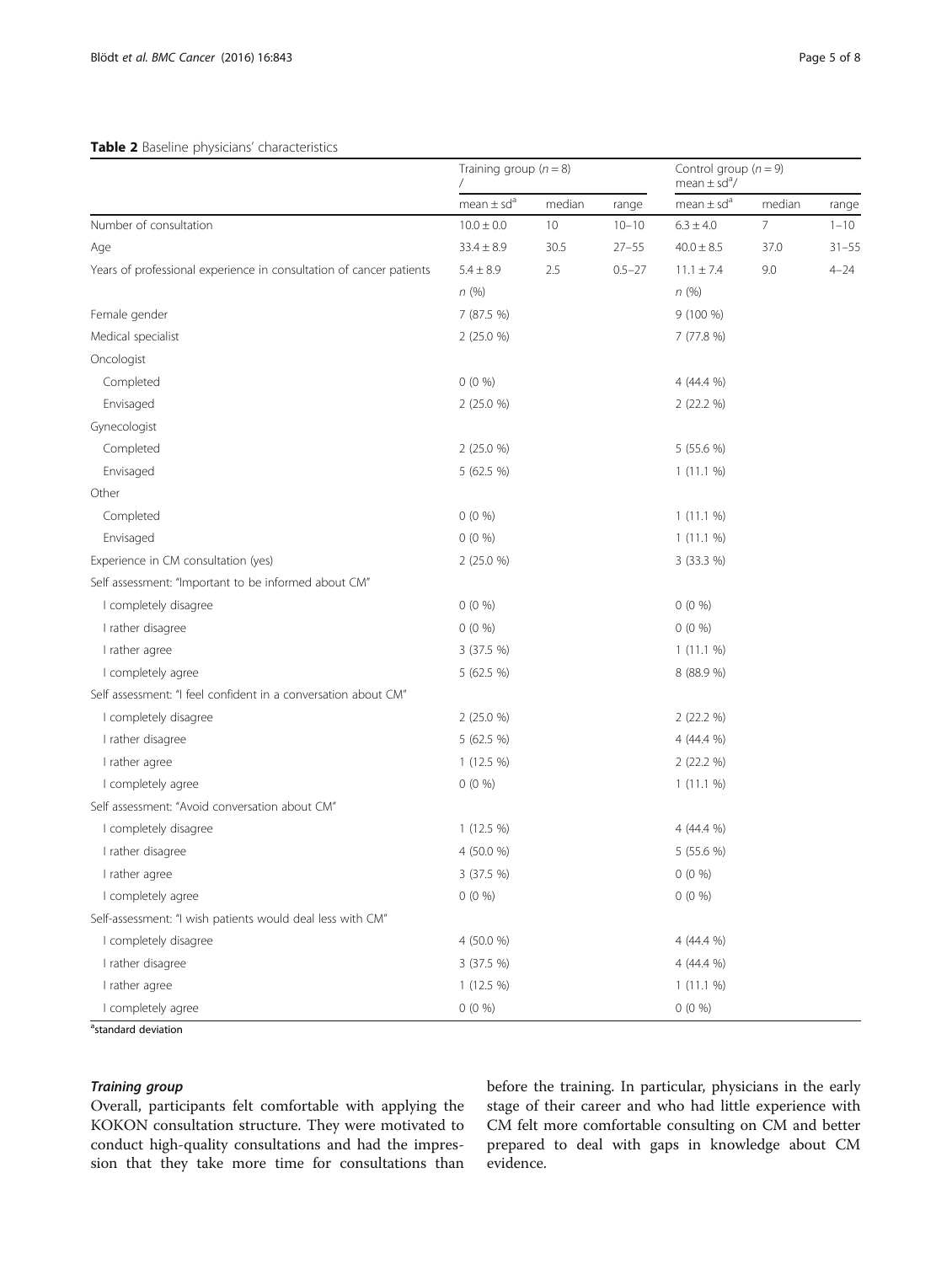**Table 2** Baseline physicians' characteristics

| | Training group ($n = 8$) / | | | Control group ($n = 9$) mean ± sd[a]/ | | |
|---|---|---|---|---|---|---|
| | mean ± sd[a] | median | range | mean ± sd[a] | median | range |
| Number of consultation | 10.0 ± 0.0 | 10 | 10–10 | 6.3 ± 4.0 | 7 | 1–10 |
| Age | 33.4 ± 8.9 | 30.5 | 27–55 | 40.0 ± 8.5 | 37.0 | 31–55 |
| Years of professional experience in consultation of cancer patients | 5.4 ± 8.9 | 2.5 | 0.5–27 | 11.1 ± 7.4 | 9.0 | 4–24 |
| | *n* (%) | | | *n* (%) | | |
| Female gender | 7 (87.5 %) | | | 9 (100 %) | | |
| Medical specialist | 2 (25.0 %) | | | 7 (77.8 %) | | |
| Oncologist | | | | | | |
| Completed | 0 (0 %) | | | 4 (44.4 %) | | |
| Envisaged | 2 (25.0 %) | | | 2 (22.2 %) | | |
| Gynecologist | | | | | | |
| Completed | 2 (25.0 %) | | | 5 (55.6 %) | | |
| Envisaged | 5 (62.5 %) | | | 1 (11.1 %) | | |
| Other | | | | | | |
| Completed | 0 (0 %) | | | 1 (11.1 %) | | |
| Envisaged | 0 (0 %) | | | 1 (11.1 %) | | |
| Experience in CM consultation (yes) | 2 (25.0 %) | | | 3 (33.3 %) | | |
| Self assessment: "Important to be informed about CM" | | | | | | |
| I completely disagree | 0 (0 %) | | | 0 (0 %) | | |
| I rather disagree | 0 (0 %) | | | 0 (0 %) | | |
| I rather agree | 3 (37.5 %) | | | 1 (11.1 %) | | |
| I completely agree | 5 (62.5 %) | | | 8 (88.9 %) | | |
| Self assessment: "I feel confident in a conversation about CM" | | | | | | |
| I completely disagree | 2 (25.0 %) | | | 2 (22.2 %) | | |
| I rather disagree | 5 (62.5 %) | | | 4 (44.4 %) | | |
| I rather agree | 1 (12.5 %) | | | 2 (22.2 %) | | |
| I completely agree | 0 (0 %) | | | 1 (11.1 %) | | |
| Self assessment: "Avoid conversation about CM" | | | | | | |
| I completely disagree | 1 (12.5 %) | | | 4 (44.4 %) | | |
| I rather disagree | 4 (50.0 %) | | | 5 (55.6 %) | | |
| I rather agree | 3 (37.5 %) | | | 0 (0 %) | | |
| I completely agree | 0 (0 %) | | | 0 (0 %) | | |
| Self-assessment: "I wish patients would deal less with CM" | | | | | | |
| I completely disagree | 4 (50.0 %) | | | 4 (44.4 %) | | |
| I rather disagree | 3 (37.5 %) | | | 4 (44.4 %) | | |
| I rather agree | 1 (12.5 %) | | | 1 (11.1 %) | | |
| I completely agree | 0 (0 %) | | | 0 (0 %) | | |

[a]standard deviation

### *Training group*

Overall, participants felt comfortable with applying the KOKON consultation structure. They were motivated to conduct high-quality consultations and had the impression that they take more time for consultations than before the training. In particular, physicians in the early stage of their career and who had little experience with CM felt more comfortable consulting on CM and better prepared to deal with gaps in knowledge about CM evidence.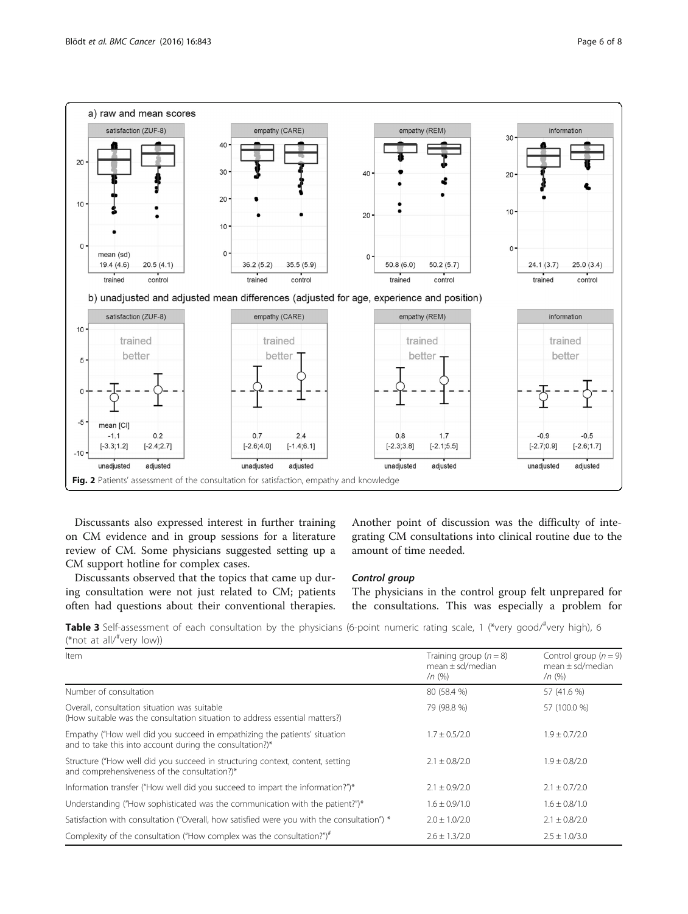Fig. 2 Patients' assessment of the consultation for satisfaction, empathy and knowledge

Discussants also expressed interest in further training on CM evidence and in group sessions for a literature review of CM. Some physicians suggested setting up a CM support hotline for complex cases.

Discussants observed that the topics that came up during consultation were not just related to CM; patients often had questions about their conventional therapies. Another point of discussion was the difficulty of integrating CM consultations into clinical routine due to the amount of time needed.

#### Control group

The physicians in the control group felt unprepared for the consultations. This was especially a problem for

**Table 3** Self-assessment of each consultation by the physicians (6-point numeric rating scale, 1 (*very good/#very high), 6 (*not at all/#very low))

| Item | Training group ($n = 8$) mean ± sd/median /n (%) | Control group ($n = 9$) mean ± sd/median /n (%) |
|---|---|---|
| Number of consultation | 80 (58.4 %) | 57 (41.6 %) |
| Overall, consultation situation was suitable (How suitable was the consultation situation to address essential matters?) | 79 (98.8 %) | 57 (100.0 %) |
| Empathy ("How well did you succeed in empathizing the patients' situation and to take this into account during the consultation?)* | 1.7 ± 0.5/2.0 | 1.9 ± 0.7/2.0 |
| Structure ("How well did you succeed in structuring context, content, setting and comprehensiveness of the consultation?)* | 2.1 ± 0.8/2.0 | 1.9 ± 0.8/2.0 |
| Information transfer ("How well did you succeed to impart the information?")* | 2.1 ± 0.9/2.0 | 2.1 ± 0.7/2.0 |
| Understanding ("How sophisticated was the communication with the patient?")* | 1.6 ± 0.9/1.0 | 1.6 ± 0.8/1.0 |
| Satisfaction with consultation ("Overall, how satisfied were you with the consultation") * | 2.0 ± 1.0/2.0 | 2.1 ± 0.8/2.0 |
| Complexity of the consultation ("How complex was the consultation?")# | 2.6 ± 1.3/2.0 | 2.5 ± 1.0/3.0 |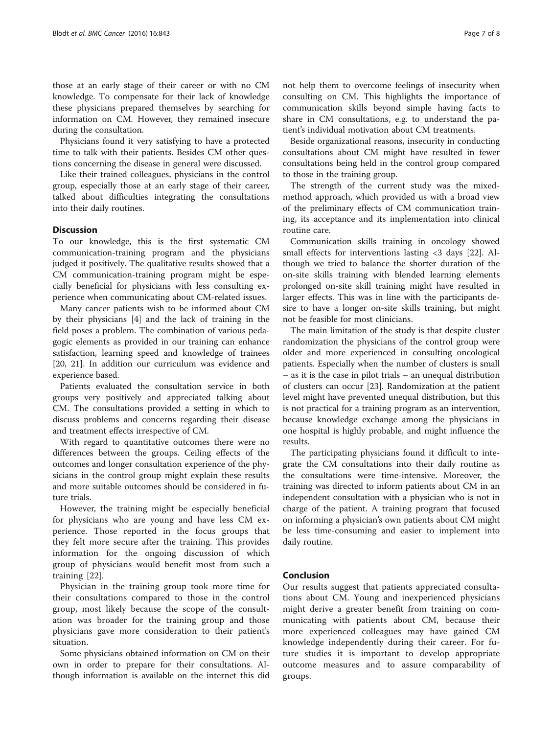those at an early stage of their career or with no CM knowledge. To compensate for their lack of knowledge these physicians prepared themselves by searching for information on CM. However, they remained insecure during the consultation.

Physicians found it very satisfying to have a protected time to talk with their patients. Besides CM other questions concerning the disease in general were discussed.

Like their trained colleagues, physicians in the control group, especially those at an early stage of their career, talked about difficulties integrating the consultations into their daily routines.

## Discussion

To our knowledge, this is the first systematic CM communication-training program and the physicians judged it positively. The qualitative results showed that a CM communication-training program might be especially beneficial for physicians with less consulting experience when communicating about CM-related issues.

Many cancer patients wish to be informed about CM by their physicians [4] and the lack of training in the field poses a problem. The combination of various pedagogic elements as provided in our training can enhance satisfaction, learning speed and knowledge of trainees [20, 21]. In addition our curriculum was evidence and experience based.

Patients evaluated the consultation service in both groups very positively and appreciated talking about CM. The consultations provided a setting in which to discuss problems and concerns regarding their disease and treatment effects irrespective of CM.

With regard to quantitative outcomes there were no differences between the groups. Ceiling effects of the outcomes and longer consultation experience of the physicians in the control group might explain these results and more suitable outcomes should be considered in future trials.

However, the training might be especially beneficial for physicians who are young and have less CM experience. Those reported in the focus groups that they felt more secure after the training. This provides information for the ongoing discussion of which group of physicians would benefit most from such a training [22].

Physician in the training group took more time for their consultations compared to those in the control group, most likely because the scope of the consultation was broader for the training group and those physicians gave more consideration to their patient's situation.

Some physicians obtained information on CM on their own in order to prepare for their consultations. Although information is available on the internet this did not help them to overcome feelings of insecurity when consulting on CM. This highlights the importance of communication skills beyond simple having facts to share in CM consultations, e.g. to understand the patient's individual motivation about CM treatments.

Beside organizational reasons, insecurity in conducting consultations about CM might have resulted in fewer consultations being held in the control group compared to those in the training group.

The strength of the current study was the mixed-method approach, which provided us with a broad view of the preliminary effects of CM communication training, its acceptance and its implementation into clinical routine care.

Communication skills training in oncology showed small effects for interventions lasting <3 days [22]. Although we tried to balance the shorter duration of the on-site skills training with blended learning elements prolonged on-site skill training might have resulted in larger effects. This was in line with the participants desire to have a longer on-site skills training, but might not be feasible for most clinicians.

The main limitation of the study is that despite cluster randomization the physicians of the control group were older and more experienced in consulting oncological patients. Especially when the number of clusters is small – as it is the case in pilot trials – an unequal distribution of clusters can occur [23]. Randomization at the patient level might have prevented unequal distribution, but this is not practical for a training program as an intervention, because knowledge exchange among the physicians in one hospital is highly probable, and might influence the results.

The participating physicians found it difficult to integrate the CM consultations into their daily routine as the consultations were time-intensive. Moreover, the training was directed to inform patients about CM in an independent consultation with a physician who is not in charge of the patient. A training program that focused on informing a physician's own patients about CM might be less time-consuming and easier to implement into daily routine.

## Conclusion

Our results suggest that patients appreciated consultations about CM. Young and inexperienced physicians might derive a greater benefit from training on communicating with patients about CM, because their more experienced colleagues may have gained CM knowledge independently during their career. For future studies it is important to develop appropriate outcome measures and to assure comparability of groups.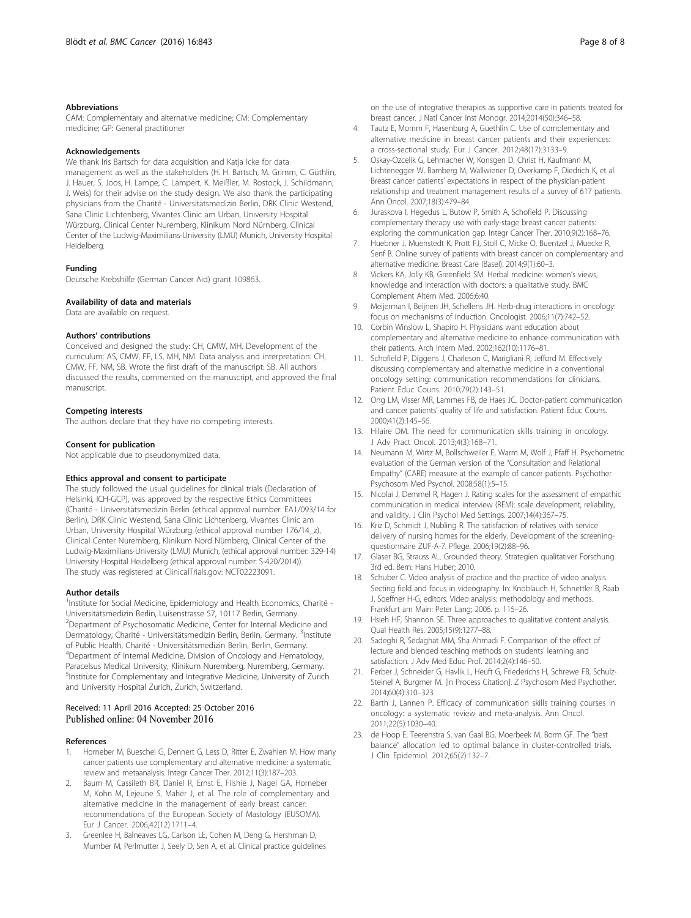### Abbreviations

CAM: Complementary and alternative medicine; CM: Complementary medicine; GP: General practitioner

### Acknowledgements

We thank Iris Bartsch for data acquisition and Katja Icke for data management as well as the stakeholders (H. H. Bartsch, M. Grimm, C. Güthlin, J. Hauer, S. Joos, H. Lampe, C. Lampert, K. Meißler, M. Rostock, J. Schildmann, J. Weis) for their advise on the study design. We also thank the participating physicians from the Charité - Universitätsmedizin Berlin, DRK Clinic Westend, Sana Clinic Lichtenberg, Vivantes Clinic am Urban, University Hospital Würzburg, Clinical Center Nuremberg, Klinikum Nord Nürnberg, Clinical Center of the Ludwig-Maximilians-University (LMU) Munich, University Hospital Heidelberg.

### Funding

Deutsche Krebshilfe (German Cancer Aid) grant 109863.

### Availability of data and materials

Data are available on request.

### Authors' contributions

Conceived and designed the study: CH, CMW, MH. Development of the curriculum: AS, CMW, FF, LS, MH, NM. Data analysis and interpretation: CH, CMW, FF, NM, SB. Wrote the first draft of the manuscript: SB. All authors discussed the results, commented on the manuscript, and approved the final manuscript.

### Competing interests

The authors declare that they have no competing interests.

### Consent for publication

Not applicable due to pseudonymized data.

### Ethics approval and consent to participate

The study followed the usual guidelines for clinical trials (Declaration of Helsinki, ICH-GCP), was approved by the respective Ethics Committees (Charité - Universitätsmedizin Berlin (ethical approval number: EA1/093/14 for Berlin), DRK Clinic Westend, Sana Clinic Lichtenberg, Vivantes Clinic am Urban, University Hospital Würzburg (ethical approval number 176/14_z), Clinical Center Nuremberg, Klinikum Nord Nürnberg, Clinical Center of the Ludwig-Maximilians-University (LMU) Munich, (ethical approval number: 329-14) University Hospital Heidelberg (ethical approval number: S-420/2014)). The study was registered at ClinicalTrials.gov: NCT02223091.

### Author details

[1]Institute for Social Medicine, Epidemiology and Health Economics, Charité - Universitätsmedizin Berlin, Luisenstrasse 57, 10117 Berlin, Germany. [2]Department of Psychosomatic Medicine, Center for Internal Medicine and Dermatology, Charité - Universitätsmedizin Berlin, Berlin, Germany. [3]Institute of Public Health, Charité - Universitätsmedizin Berlin, Berlin, Germany. [4]Department of Internal Medicine, Division of Oncology and Hematology, Paracelsus Medical University, Klinikum Nuremberg, Nuremberg, Germany. [5]Institute for Complementary and Integrative Medicine, University of Zurich and University Hospital Zurich, Zurich, Switzerland.

Received: 11 April 2016 Accepted: 25 October 2016
Published online: 04 November 2016

### References

1. Horneber M, Bueschel G, Dennert G, Less D, Ritter E, Zwahlen M. How many cancer patients use complementary and alternative medicine: a systematic review and metaanalysis. Integr Cancer Ther. 2012;11(3):187–203.
2. Baum M, Cassileth BR, Daniel R, Ernst E, Filshie J, Nagel GA, Horneber M, Kohn M, Lejeune S, Maher J, et al. The role of complementary and alternative medicine in the management of early breast cancer: recommendations of the European Society of Mastology (EUSOMA). Eur J Cancer. 2006;42(12):1711–4.
3. Greenlee H, Balneaves LG, Carlson LE, Cohen M, Deng G, Hershman D, Mumber M, Perlmutter J, Seely D, Sen A, et al. Clinical practice guidelines on the use of integrative therapies as supportive care in patients treated for breast cancer. J Natl Cancer Inst Monogr. 2014;2014(50):346–58.
4. Tautz E, Momm F, Hasenburg A, Guethlin C. Use of complementary and alternative medicine in breast cancer patients and their experiences: a cross-sectional study. Eur J Cancer. 2012;48(17):3133–9.
5. Oskay-Ozcelik G, Lehmacher W, Konsgen D, Christ H, Kaufmann M, Lichtenegger W, Bamberg M, Wallwiener D, Overkamp F, Diedrich K, et al. Breast cancer patients' expectations in respect of the physician-patient relationship and treatment management results of a survey of 617 patients. Ann Oncol. 2007;18(3):479–84.
6. Juraskova I, Hegedus L, Butow P, Smith A, Schofield P. Discussing complementary therapy use with early-stage breast cancer patients: exploring the communication gap. Integr Cancer Ther. 2010;9(2):168–76.
7. Huebner J, Muenstedt K, Prott FJ, Stoll C, Micke O, Buentzel J, Muecke R, Senf B. Online survey of patients with breast cancer on complementary and alternative medicine. Breast Care (Basel). 2014;9(1):60–3.
8. Vickers KA, Jolly KB, Greenfield SM. Herbal medicine: women's views, knowledge and interaction with doctors: a qualitative study. BMC Complement Altern Med. 2006;6:40.
9. Meijerman I, Beijnen JH, Schellens JH. Herb-drug interactions in oncology: focus on mechanisms of induction. Oncologist. 2006;11(7):742–52.
10. Corbin Winslow L, Shapiro H. Physicians want education about complementary and alternative medicine to enhance communication with their patients. Arch Intern Med. 2002;162(10):1176–81.
11. Schofield P, Diggens J, Charleson C, Marigliani R, Jefford M. Effectively discussing complementary and alternative medicine in a conventional oncology setting: communication recommendations for clinicians. Patient Educ Couns. 2010;79(2):143–51.
12. Ong LM, Visser MR, Lammes FB, de Haes JC. Doctor-patient communication and cancer patients' quality of life and satisfaction. Patient Educ Couns. 2000;41(2):145–56.
13. Hilaire DM. The need for communication skills training in oncology. J Adv Pract Oncol. 2013;4(3):168–71.
14. Neumann M, Wirtz M, Bollschweiler E, Warm M, Wolf J, Pfaff H. Psychometric evaluation of the German version of the "Consultation and Relational Empathy" (CARE) measure at the example of cancer patients. Psychother Psychosom Med Psychol. 2008;58(1):5–15.
15. Nicolai J, Demmel R, Hagen J. Rating scales for the assessment of empathic communication in medical interview (REM): scale development, reliability, and validity. J Clin Psychol Med Settings. 2007;14(4):367–75.
16. Kriz D, Schmidt J, Nubling R. The satisfaction of relatives with service delivery of nursing homes for the elderly. Development of the screening-questionnaire ZUF-A-7. Pflege. 2006;19(2):88–96.
17. Glaser BG, Strauss AL. Grounded theory. Strategien qualitativer Forschung. 3rd ed. Bern: Hans Huber; 2010.
18. Schuber C. Video analysis of practice and the practice of video analysis. Secting field and focus in videography. In: Knoblauch H, Schnettler B, Raab J, Soeffner H-G, editors. Video analysis: methodology and methods. Frankfurt am Main: Peter Lang; 2006. p. 115–26.
19. Hsieh HF, Shannon SE. Three approaches to qualitative content analysis. Qual Health Res. 2005;15(9):1277–88.
20. Sadeghi R, Sedaghat MM, Sha Ahmadi F. Comparison of the effect of lecture and blended teaching methods on students' learning and satisfaction. J Adv Med Educ Prof. 2014;2(4):146–50.
21. Ferber J, Schneider G, Havlik L, Heuft G, Friederichs H, Schrewe FB, Schulz-Steinel A, Burgmer M. [In Process Citation]. Z Psychosom Med Psychother. 2014;60(4):310–323
22. Barth J, Lannen P. Efficacy of communication skills training courses in oncology: a systematic review and meta-analysis. Ann Oncol. 2011;22(5):1030–40.
23. de Hoop E, Teerenstra S, van Gaal BG, Moerbeek M, Borm GF. The "best balance" allocation led to optimal balance in cluster-controlled trials. J Clin Epidemiol. 2012;65(2):132–7.